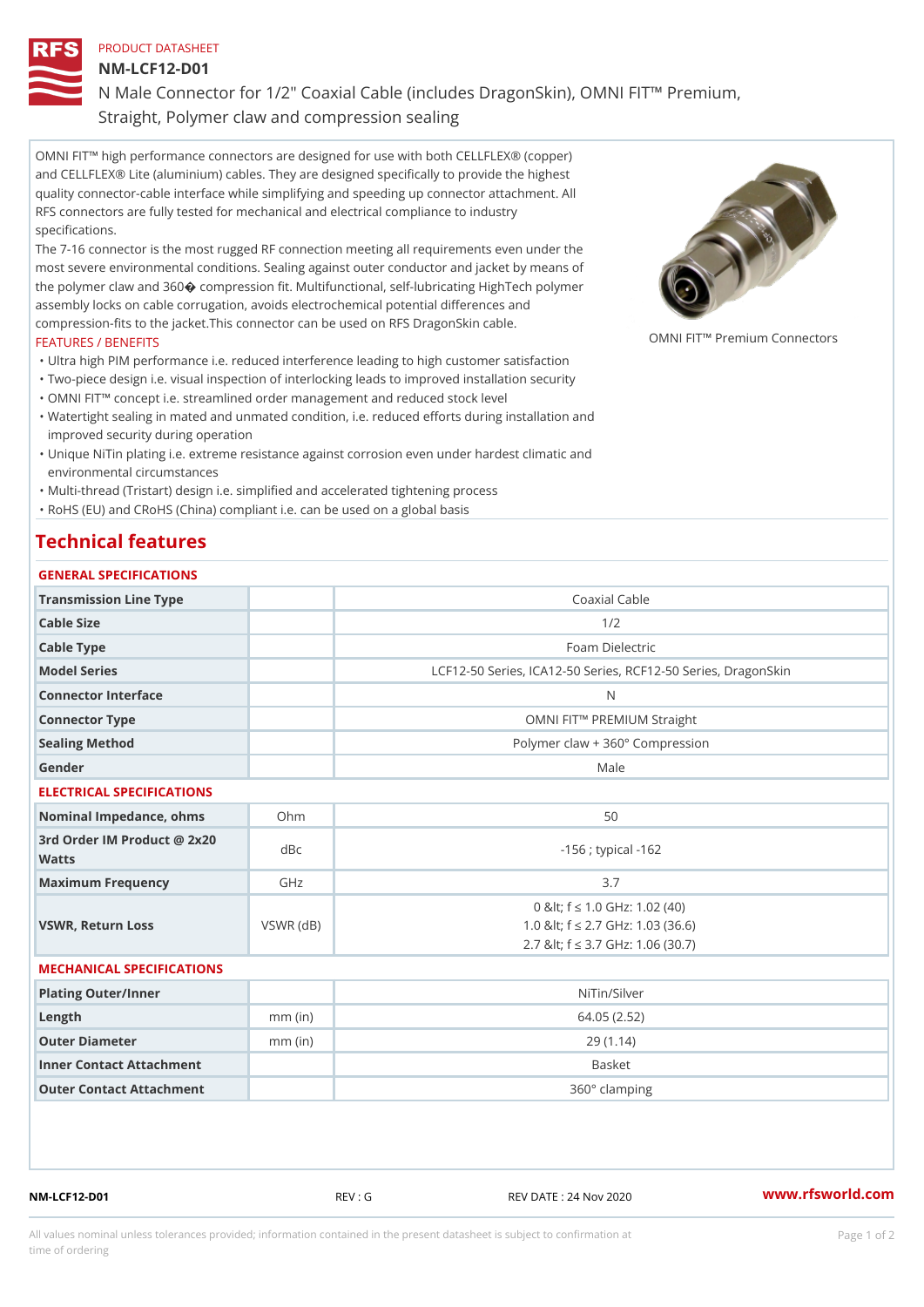PRODUCT DATASHEET

# NM-LCF12-D01

N Male Connector for 1/2" Coaxial Cable (includes DragonSkin), OMNI FIT™ Premium, Straight, Polymer claw and compression sealing

OMNI FIT™ high performance connectors are designed for use with both CELLFLEX® (copper) and CELLFLEX® Lite (aluminium) cables. They are designed specifically to provide the highest quality connector-cable interface while simplifying and speeding up connector attachment. All RFS connectors are fully tested for mechanical and electrical compliance to industry specifications.

The 7-16 connector is the most rugged RF connection meeting all requirements even under the most severe environmental conditions. Sealing against outer conductor and jacket by means of the polymer claw and 360� compression fit. Multifunctional, self-lubricating HighTech polymer assembly locks on cable corrugation, avoids electrochemical potential differences and compression-fits to the jacket.This connector can be used on RFS DragonSkin cable.

OMNI FIT™ Premium Connectors

FEATURES / BENEFITS

- Ultra high PIM performance i.e. reduced interference leading to high customer satisfaction
- Two-piece design i.e. visual inspection of interlocking leads to improved installation security
- OMNI FIT™ concept i.e. streamlined order management and reduced stock level
- Watertight sealing in mated and unmated condition, i.e. reduced efforts during installation and improved security during operation
- Unique NiTin plating i.e. extreme resistance against corrosion even under hardest climatic and environmental circumstances
- Multi-thread (Tristart) design i.e. simplified and accelerated tightening process
- RoHS (EU) and CRoHS (China) compliant i.e. can be used on a global basis

## Technical features

### GENERAL SPECIFICATIONS

| | | |
|---|---|---|
| **Transmission Line Type** | | Coaxial Cable |
| **Cable Size** | | 1/2 |
| **Cable Type** | | Foam Dielectric |
| **Model Series** | | LCF12-50 Series, ICA12-50 Series, RCF12-50 Series, DragonSkin |
| **Connector Interface** | | N |
| **Connector Type** | | OMNI FIT™ PREMIUM Straight |
| **Sealing Method** | | Polymer claw + 360° Compression |
| **Gender** | | Male |

### ELECTRICAL SPECIFICATIONS

| | | |
|---|---|---|
| **Nominal Impedance, ohms** | Ohm | 50 |
| **3rd Order IM Product @ 2x20 Watts** | dBc | -156 ; typical -162 |
| **Maximum Frequency** | GHz | 3.7 |
| **VSWR, Return Loss** | VSWR (dB) | 0 &lt; f ≤ 1.0 GHz: 1.02 (40)<br>1.0 &lt; f ≤ 2.7 GHz: 1.03 (36.6)<br>2.7 &lt; f ≤ 3.7 GHz: 1.06 (30.7) |

### MECHANICAL SPECIFICATIONS

| | | |
|---|---|---|
| **Plating Outer/Inner** | | NiTin/Silver |
| **Length** | mm (in) | 64.05 (2.52) |
| **Outer Diameter** | mm (in) | 29 (1.14) |
| **Inner Contact Attachment** | | Basket |
| **Outer Contact Attachment** | | 360° clamping |

NM-LCF12-D01 REV : G REV DATE : 24 Nov 2020 www.rfsworld.com

All values nominal unless tolerances provided; information contained in the present datasheet is subject to confirmation at time of ordering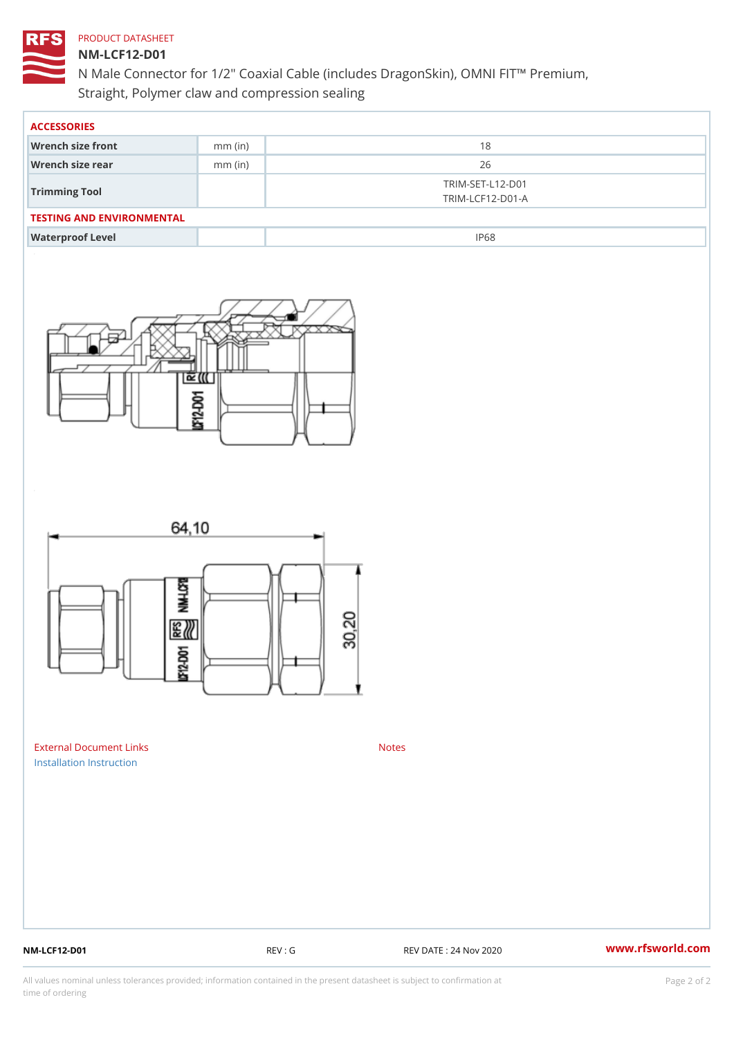PRODUCT DATASHEET

# NM-LCF12-D01

N Male Connector for 1/2" Coaxial Cable (includes DragonSkin), OMNI FIT™ Premium, Straight, Polymer claw and compression sealing

## ACCESSORIES

| | | |
|---|---|---|
| Wrench size front | mm (in) | 18 |
| Wrench size rear | mm (in) | 26 |
| Trimming Tool | | TRIM-SET-L12-D01<br>TRIM-LCF12-D01-A |

## TESTING AND ENVIRONMENTAL

| | | |
|---|---|---|
| Waterproof Level | | IP68 |

64,10

30,20

External Document Links

Installation Instruction

Notes

NM-LCF12-D01 REV : G REV DATE : 24 Nov 2020 www.rfsworld.com

All values nominal unless tolerances provided; information contained in the present datasheet is subject to confirmation at time of ordering